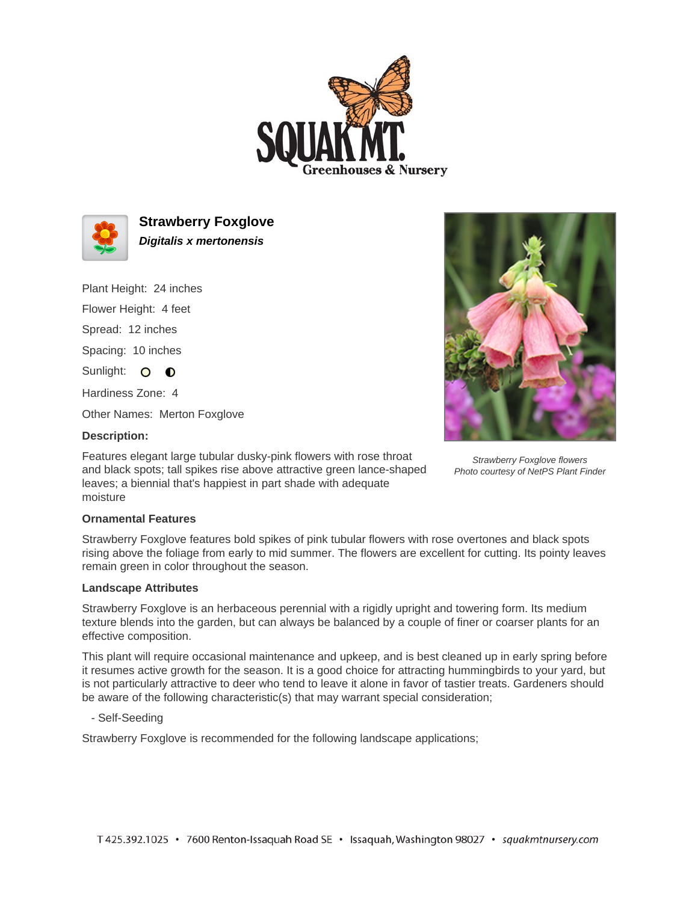# Strawberry Foxglove

***Digitalis x mertonensis***

Plant Height: 24 inches

Flower Height: 4 feet

Spread: 12 inches

Spacing: 10 inches

Sunlight:

Hardiness Zone: 4

Other Names: Merton Foxglove

**Description:**

Features elegant large tubular dusky-pink flowers with rose throat and black spots; tall spikes rise above attractive green lance-shaped leaves; a biennial that's happiest in part shade with adequate moisture

*Strawberry Foxglove flowers*
*Photo courtesy of NetPS Plant Finder*

**Ornamental Features**

Strawberry Foxglove features bold spikes of pink tubular flowers with rose overtones and black spots rising above the foliage from early to mid summer. The flowers are excellent for cutting. Its pointy leaves remain green in color throughout the season.

**Landscape Attributes**

Strawberry Foxglove is an herbaceous perennial with a rigidly upright and towering form. Its medium texture blends into the garden, but can always be balanced by a couple of finer or coarser plants for an effective composition.

This plant will require occasional maintenance and upkeep, and is best cleaned up in early spring before it resumes active growth for the season. It is a good choice for attracting hummingbirds to your yard, but is not particularly attractive to deer who tend to leave it alone in favor of tastier treats. Gardeners should be aware of the following characteristic(s) that may warrant special consideration;

- Self-Seeding

Strawberry Foxglove is recommended for the following landscape applications;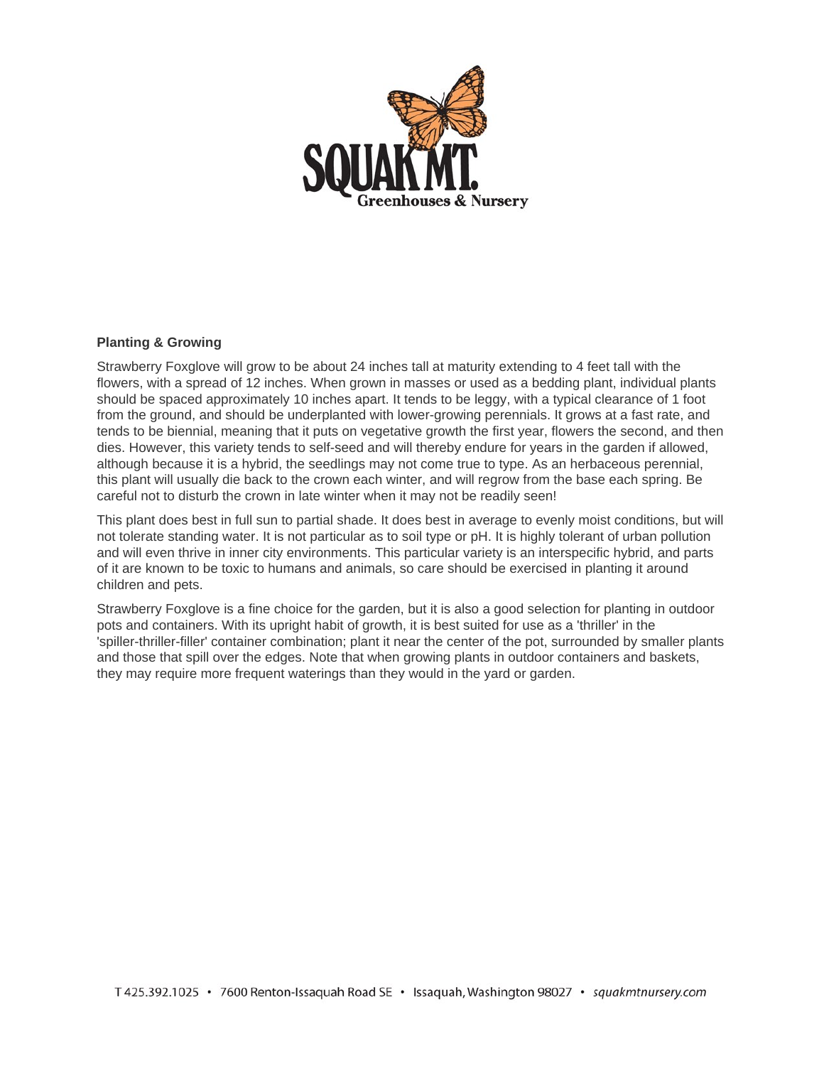**Planting & Growing**

Strawberry Foxglove will grow to be about 24 inches tall at maturity extending to 4 feet tall with the flowers, with a spread of 12 inches. When grown in masses or used as a bedding plant, individual plants should be spaced approximately 10 inches apart. It tends to be leggy, with a typical clearance of 1 foot from the ground, and should be underplanted with lower-growing perennials. It grows at a fast rate, and tends to be biennial, meaning that it puts on vegetative growth the first year, flowers the second, and then dies. However, this variety tends to self-seed and will thereby endure for years in the garden if allowed, although because it is a hybrid, the seedlings may not come true to type. As an herbaceous perennial, this plant will usually die back to the crown each winter, and will regrow from the base each spring. Be careful not to disturb the crown in late winter when it may not be readily seen!

This plant does best in full sun to partial shade. It does best in average to evenly moist conditions, but will not tolerate standing water. It is not particular as to soil type or pH. It is highly tolerant of urban pollution and will even thrive in inner city environments. This particular variety is an interspecific hybrid, and parts of it are known to be toxic to humans and animals, so care should be exercised in planting it around children and pets.

Strawberry Foxglove is a fine choice for the garden, but it is also a good selection for planting in outdoor pots and containers. With its upright habit of growth, it is best suited for use as a 'thriller' in the 'spiller-thriller-filler' container combination; plant it near the center of the pot, surrounded by smaller plants and those that spill over the edges. Note that when growing plants in outdoor containers and baskets, they may require more frequent waterings than they would in the yard or garden.